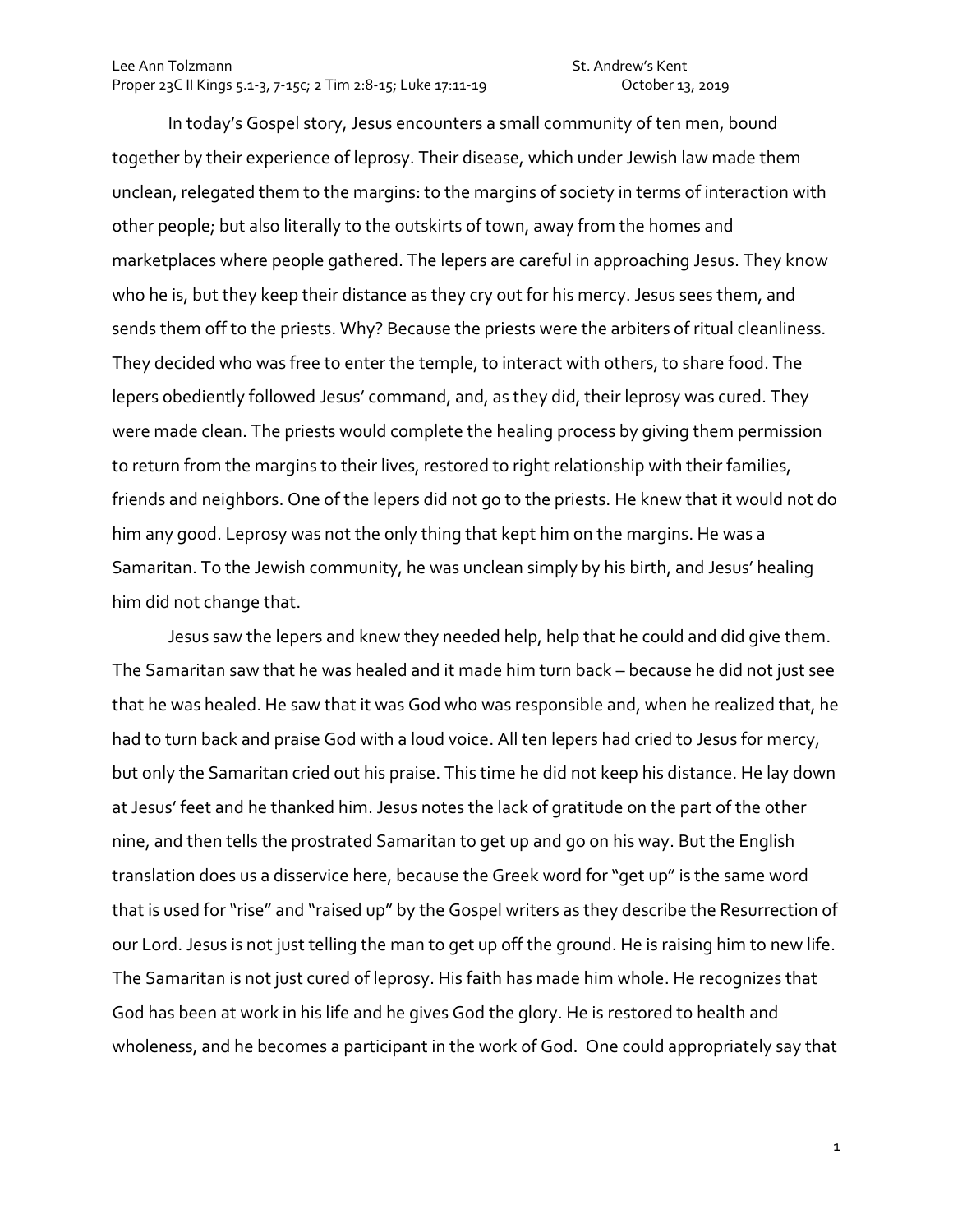Lee Ann Tolzmann St. Andrew's Kent
Proper 23C II Kings 5.1-3, 7-15c; 2 Tim 2:8-15; Luke 17:11-19 October 13, 2019

In today's Gospel story, Jesus encounters a small community of ten men, bound together by their experience of leprosy. Their disease, which under Jewish law made them unclean, relegated them to the margins: to the margins of society in terms of interaction with other people; but also literally to the outskirts of town, away from the homes and marketplaces where people gathered. The lepers are careful in approaching Jesus. They know who he is, but they keep their distance as they cry out for his mercy. Jesus sees them, and sends them off to the priests. Why? Because the priests were the arbiters of ritual cleanliness. They decided who was free to enter the temple, to interact with others, to share food. The lepers obediently followed Jesus' command, and, as they did, their leprosy was cured. They were made clean. The priests would complete the healing process by giving them permission to return from the margins to their lives, restored to right relationship with their families, friends and neighbors. One of the lepers did not go to the priests. He knew that it would not do him any good. Leprosy was not the only thing that kept him on the margins. He was a Samaritan. To the Jewish community, he was unclean simply by his birth, and Jesus' healing him did not change that.

Jesus saw the lepers and knew they needed help, help that he could and did give them. The Samaritan saw that he was healed and it made him turn back – because he did not just see that he was healed. He saw that it was God who was responsible and, when he realized that, he had to turn back and praise God with a loud voice. All ten lepers had cried to Jesus for mercy, but only the Samaritan cried out his praise. This time he did not keep his distance. He lay down at Jesus' feet and he thanked him. Jesus notes the lack of gratitude on the part of the other nine, and then tells the prostrated Samaritan to get up and go on his way. But the English translation does us a disservice here, because the Greek word for "get up" is the same word that is used for "rise" and "raised up" by the Gospel writers as they describe the Resurrection of our Lord. Jesus is not just telling the man to get up off the ground. He is raising him to new life. The Samaritan is not just cured of leprosy. His faith has made him whole. He recognizes that God has been at work in his life and he gives God the glory. He is restored to health and wholeness, and he becomes a participant in the work of God. One could appropriately say that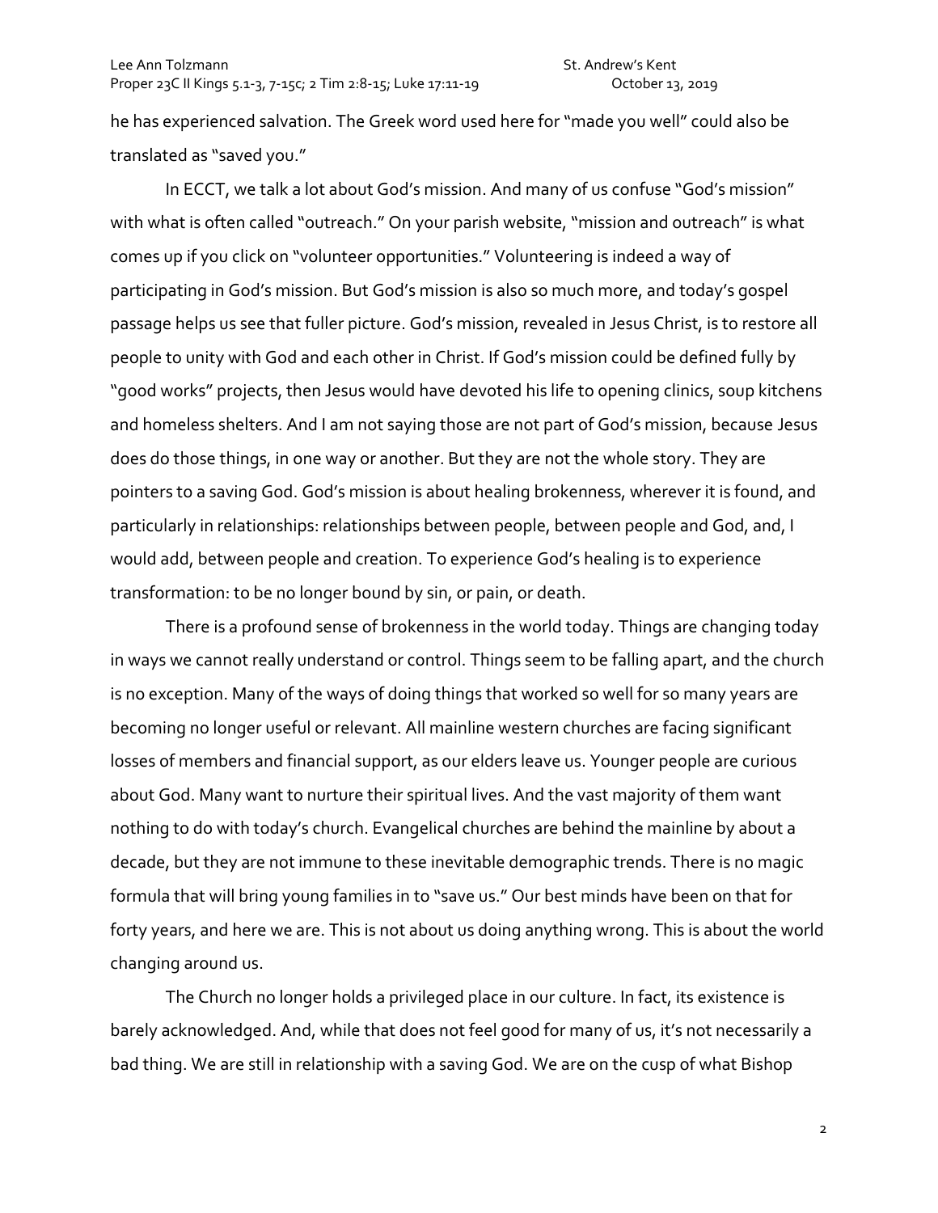he has experienced salvation. The Greek word used here for "made you well" could also be translated as "saved you."

In ECCT, we talk a lot about God's mission. And many of us confuse "God's mission" with what is often called "outreach." On your parish website, "mission and outreach" is what comes up if you click on "volunteer opportunities." Volunteering is indeed a way of participating in God's mission. But God's mission is also so much more, and today's gospel passage helps us see that fuller picture. God's mission, revealed in Jesus Christ, is to restore all people to unity with God and each other in Christ. If God's mission could be defined fully by "good works" projects, then Jesus would have devoted his life to opening clinics, soup kitchens and homeless shelters. And I am not saying those are not part of God's mission, because Jesus does do those things, in one way or another. But they are not the whole story. They are pointers to a saving God. God's mission is about healing brokenness, wherever it is found, and particularly in relationships: relationships between people, between people and God, and, I would add, between people and creation. To experience God's healing is to experience transformation: to be no longer bound by sin, or pain, or death.

There is a profound sense of brokenness in the world today. Things are changing today in ways we cannot really understand or control. Things seem to be falling apart, and the church is no exception. Many of the ways of doing things that worked so well for so many years are becoming no longer useful or relevant. All mainline western churches are facing significant losses of members and financial support, as our elders leave us. Younger people are curious about God. Many want to nurture their spiritual lives. And the vast majority of them want nothing to do with today's church. Evangelical churches are behind the mainline by about a decade, but they are not immune to these inevitable demographic trends. There is no magic formula that will bring young families in to "save us." Our best minds have been on that for forty years, and here we are. This is not about us doing anything wrong. This is about the world changing around us.

The Church no longer holds a privileged place in our culture. In fact, its existence is barely acknowledged. And, while that does not feel good for many of us, it's not necessarily a bad thing. We are still in relationship with a saving God. We are on the cusp of what Bishop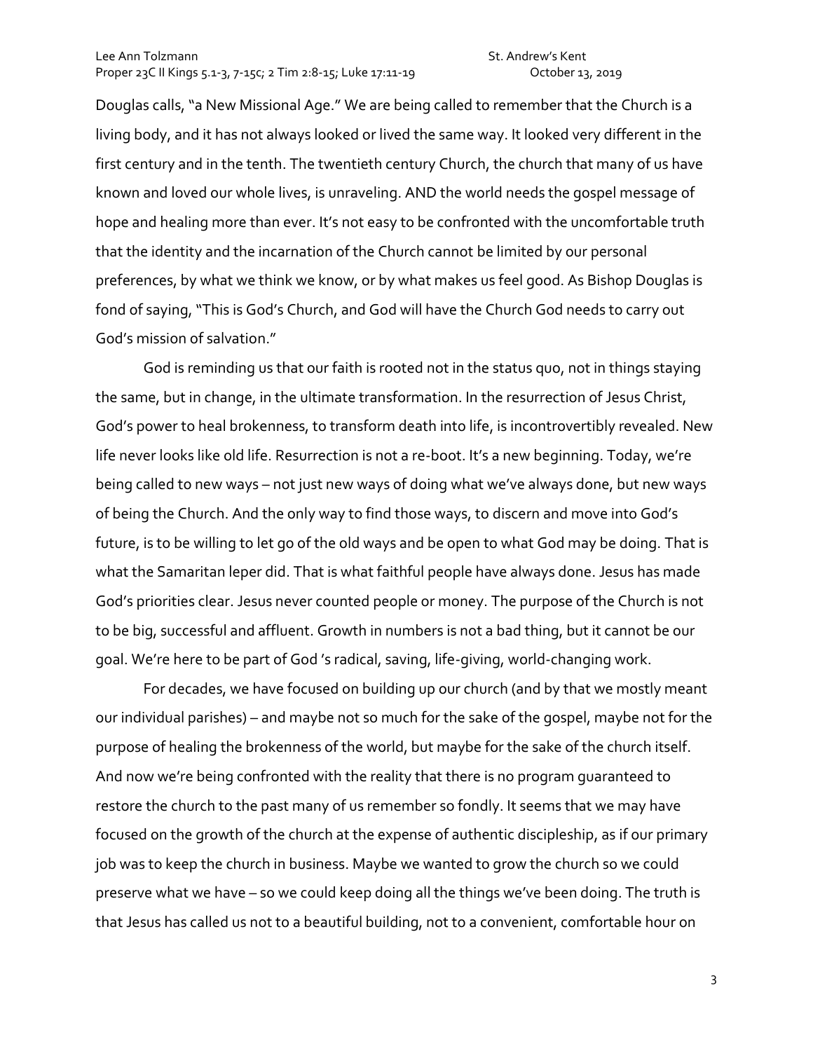Douglas calls, "a New Missional Age." We are being called to remember that the Church is a living body, and it has not always looked or lived the same way. It looked very different in the first century and in the tenth. The twentieth century Church, the church that many of us have known and loved our whole lives, is unraveling. AND the world needs the gospel message of hope and healing more than ever. It's not easy to be confronted with the uncomfortable truth that the identity and the incarnation of the Church cannot be limited by our personal preferences, by what we think we know, or by what makes us feel good. As Bishop Douglas is fond of saying, "This is God's Church, and God will have the Church God needs to carry out God's mission of salvation."

God is reminding us that our faith is rooted not in the status quo, not in things staying the same, but in change, in the ultimate transformation. In the resurrection of Jesus Christ, God's power to heal brokenness, to transform death into life, is incontrovertibly revealed. New life never looks like old life. Resurrection is not a re-boot. It's a new beginning. Today, we're being called to new ways – not just new ways of doing what we've always done, but new ways of being the Church. And the only way to find those ways, to discern and move into God's future, is to be willing to let go of the old ways and be open to what God may be doing. That is what the Samaritan leper did. That is what faithful people have always done. Jesus has made God's priorities clear. Jesus never counted people or money. The purpose of the Church is not to be big, successful and affluent. Growth in numbers is not a bad thing, but it cannot be our goal. We're here to be part of God 's radical, saving, life-giving, world-changing work.

For decades, we have focused on building up our church (and by that we mostly meant our individual parishes) – and maybe not so much for the sake of the gospel, maybe not for the purpose of healing the brokenness of the world, but maybe for the sake of the church itself. And now we're being confronted with the reality that there is no program guaranteed to restore the church to the past many of us remember so fondly. It seems that we may have focused on the growth of the church at the expense of authentic discipleship, as if our primary job was to keep the church in business. Maybe we wanted to grow the church so we could preserve what we have – so we could keep doing all the things we've been doing. The truth is that Jesus has called us not to a beautiful building, not to a convenient, comfortable hour on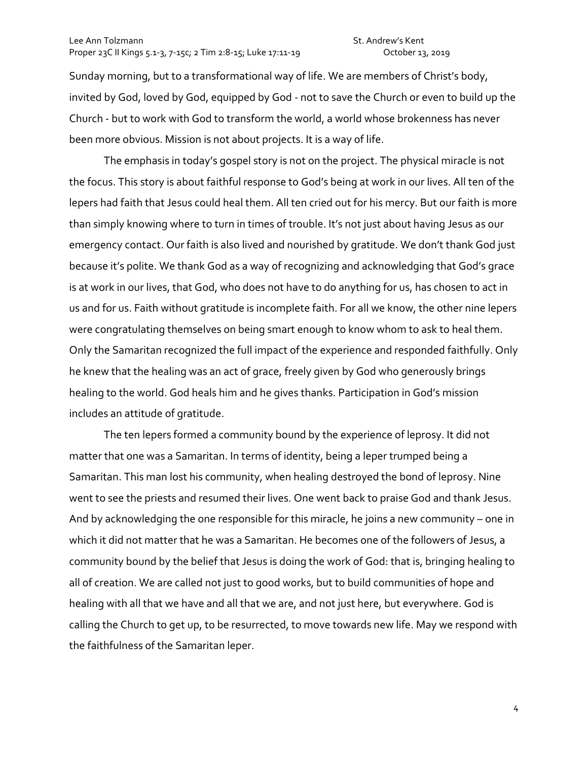Sunday morning, but to a transformational way of life. We are members of Christ's body, invited by God, loved by God, equipped by God - not to save the Church or even to build up the Church - but to work with God to transform the world, a world whose brokenness has never been more obvious. Mission is not about projects. It is a way of life.

The emphasis in today's gospel story is not on the project. The physical miracle is not the focus. This story is about faithful response to God's being at work in our lives. All ten of the lepers had faith that Jesus could heal them. All ten cried out for his mercy. But our faith is more than simply knowing where to turn in times of trouble. It's not just about having Jesus as our emergency contact. Our faith is also lived and nourished by gratitude. We don't thank God just because it's polite. We thank God as a way of recognizing and acknowledging that God's grace is at work in our lives, that God, who does not have to do anything for us, has chosen to act in us and for us. Faith without gratitude is incomplete faith. For all we know, the other nine lepers were congratulating themselves on being smart enough to know whom to ask to heal them. Only the Samaritan recognized the full impact of the experience and responded faithfully. Only he knew that the healing was an act of grace, freely given by God who generously brings healing to the world. God heals him and he gives thanks. Participation in God's mission includes an attitude of gratitude.

The ten lepers formed a community bound by the experience of leprosy. It did not matter that one was a Samaritan. In terms of identity, being a leper trumped being a Samaritan. This man lost his community, when healing destroyed the bond of leprosy. Nine went to see the priests and resumed their lives. One went back to praise God and thank Jesus. And by acknowledging the one responsible for this miracle, he joins a new community – one in which it did not matter that he was a Samaritan. He becomes one of the followers of Jesus, a community bound by the belief that Jesus is doing the work of God: that is, bringing healing to all of creation. We are called not just to good works, but to build communities of hope and healing with all that we have and all that we are, and not just here, but everywhere. God is calling the Church to get up, to be resurrected, to move towards new life. May we respond with the faithfulness of the Samaritan leper.